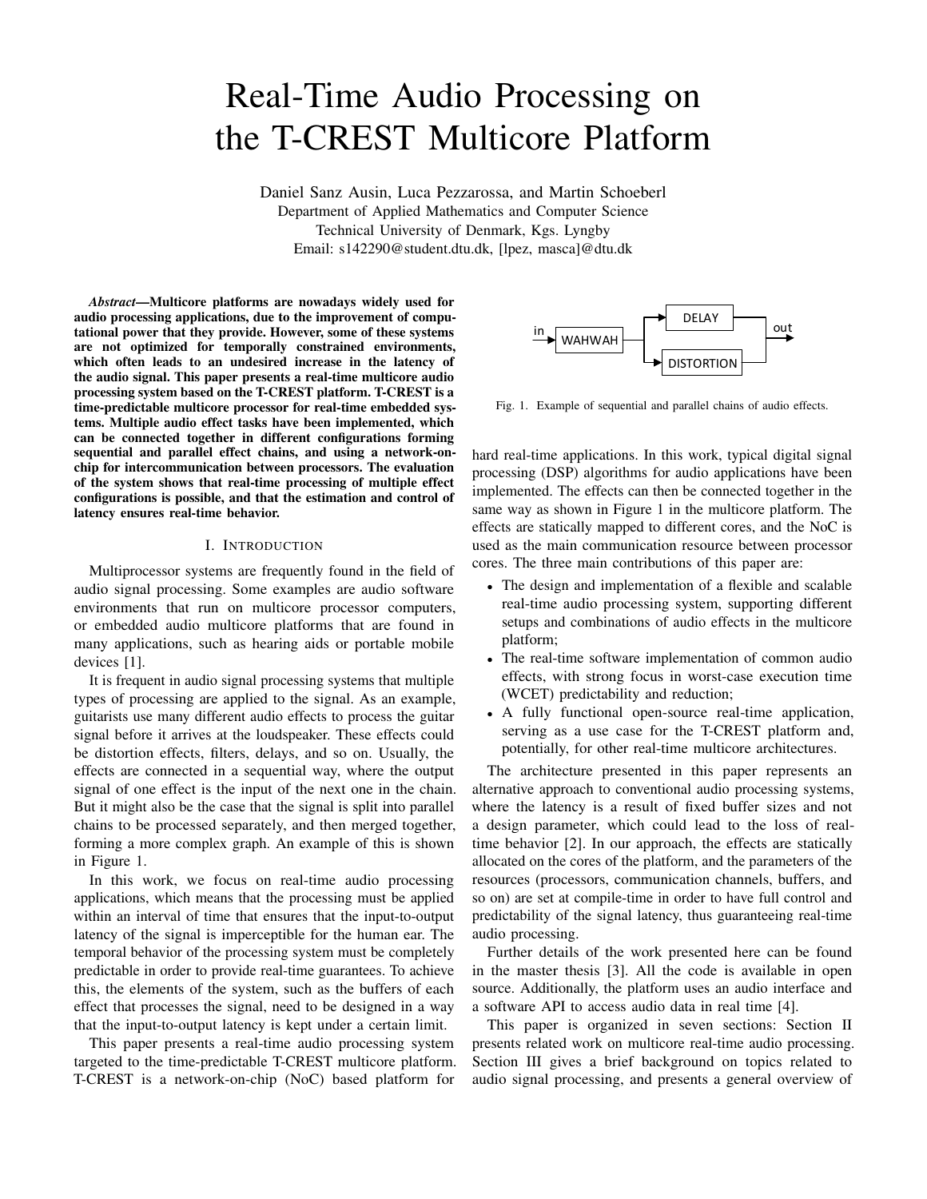# Real-Time Audio Processing on the T-CREST Multicore Platform

Daniel Sanz Ausin, Luca Pezzarossa, and Martin Schoeberl
Department of Applied Mathematics and Computer Science
Technical University of Denmark, Kgs. Lyngby
Email: s142290@student.dtu.dk, [lpez, masca]@dtu.dk

***Abstract*—Multicore platforms are nowadays widely used for audio processing applications, due to the improvement of computational power that they provide. However, some of these systems are not optimized for temporally constrained environments, which often leads to an undesired increase in the latency of the audio signal. This paper presents a real-time multicore audio processing system based on the T-CREST platform. T-CREST is a time-predictable multicore processor for real-time embedded systems. Multiple audio effect tasks have been implemented, which can be connected together in different configurations forming sequential and parallel effect chains, and using a network-on-chip for intercommunication between processors. The evaluation of the system shows that real-time processing of multiple effect configurations is possible, and that the estimation and control of latency ensures real-time behavior.**

## I. Introduction

Multiprocessor systems are frequently found in the field of audio signal processing. Some examples are audio software environments that run on multicore processor computers, or embedded audio multicore platforms that are found in many applications, such as hearing aids or portable mobile devices [1].

It is frequent in audio signal processing systems that multiple types of processing are applied to the signal. As an example, guitarists use many different audio effects to process the guitar signal before it arrives at the loudspeaker. These effects could be distortion effects, filters, delays, and so on. Usually, the effects are connected in a sequential way, where the output signal of one effect is the input of the next one in the chain. But it might also be the case that the signal is split into parallel chains to be processed separately, and then merged together, forming a more complex graph. An example of this is shown in Figure 1.

In this work, we focus on real-time audio processing applications, which means that the processing must be applied within an interval of time that ensures that the input-to-output latency of the signal is imperceptible for the human ear. The temporal behavior of the processing system must be completely predictable in order to provide real-time guarantees. To achieve this, the elements of the system, such as the buffers of each effect that processes the signal, need to be designed in a way that the input-to-output latency is kept under a certain limit.

This paper presents a real-time audio processing system targeted to the time-predictable T-CREST multicore platform. T-CREST is a network-on-chip (NoC) based platform for hard real-time applications. In this work, typical digital signal processing (DSP) algorithms for audio applications have been implemented. The effects can then be connected together in the same way as shown in Figure 1 in the multicore platform. The effects are statically mapped to different cores, and the NoC is used as the main communication resource between processor cores. The three main contributions of this paper are:

- The design and implementation of a flexible and scalable real-time audio processing system, supporting different setups and combinations of audio effects in the multicore platform;
- The real-time software implementation of common audio effects, with strong focus in worst-case execution time (WCET) predictability and reduction;
- A fully functional open-source real-time application, serving as a use case for the T-CREST platform and, potentially, for other real-time multicore architectures.

The architecture presented in this paper represents an alternative approach to conventional audio processing systems, where the latency is a result of fixed buffer sizes and not a design parameter, which could lead to the loss of real-time behavior [2]. In our approach, the effects are statically allocated on the cores of the platform, and the parameters of the resources (processors, communication channels, buffers, and so on) are set at compile-time in order to have full control and predictability of the signal latency, thus guaranteeing real-time audio processing.

Further details of the work presented here can be found in the master thesis [3]. All the code is available in open source. Additionally, the platform uses an audio interface and a software API to access audio data in real time [4].

This paper is organized in seven sections: Section II presents related work on multicore real-time audio processing. Section III gives a brief background on topics related to audio signal processing, and presents a general overview of

in → WAHWAH → DELAY / DISTORTION → out

Fig. 1. Example of sequential and parallel chains of audio effects.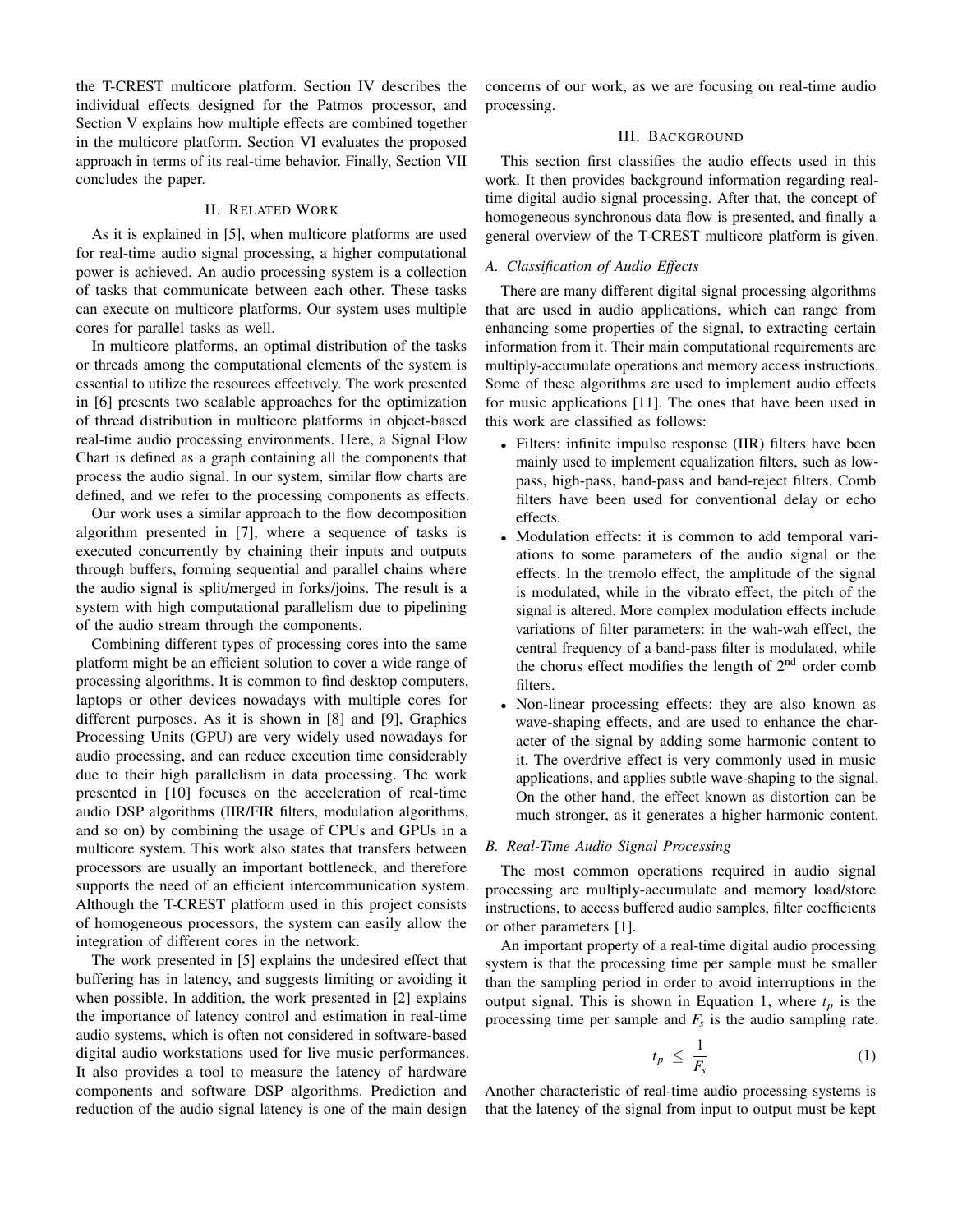the T-CREST multicore platform. Section IV describes the individual effects designed for the Patmos processor, and Section V explains how multiple effects are combined together in the multicore platform. Section VI evaluates the proposed approach in terms of its real-time behavior. Finally, Section VII concludes the paper.

## II. Related Work

As it is explained in [5], when multicore platforms are used for real-time audio signal processing, a higher computational power is achieved. An audio processing system is a collection of tasks that communicate between each other. These tasks can execute on multicore platforms. Our system uses multiple cores for parallel tasks as well.

In multicore platforms, an optimal distribution of the tasks or threads among the computational elements of the system is essential to utilize the resources effectively. The work presented in [6] presents two scalable approaches for the optimization of thread distribution in multicore platforms in object-based real-time audio processing environments. Here, a Signal Flow Chart is defined as a graph containing all the components that process the audio signal. In our system, similar flow charts are defined, and we refer to the processing components as effects.

Our work uses a similar approach to the flow decomposition algorithm presented in [7], where a sequence of tasks is executed concurrently by chaining their inputs and outputs through buffers, forming sequential and parallel chains where the audio signal is split/merged in forks/joins. The result is a system with high computational parallelism due to pipelining of the audio stream through the components.

Combining different types of processing cores into the same platform might be an efficient solution to cover a wide range of processing algorithms. It is common to find desktop computers, laptops or other devices nowadays with multiple cores for different purposes. As it is shown in [8] and [9], Graphics Processing Units (GPU) are very widely used nowadays for audio processing, and can reduce execution time considerably due to their high parallelism in data processing. The work presented in [10] focuses on the acceleration of real-time audio DSP algorithms (IIR/FIR filters, modulation algorithms, and so on) by combining the usage of CPUs and GPUs in a multicore system. This work also states that transfers between processors are usually an important bottleneck, and therefore supports the need of an efficient intercommunication system. Although the T-CREST platform used in this project consists of homogeneous processors, the system can easily allow the integration of different cores in the network.

The work presented in [5] explains the undesired effect that buffering has in latency, and suggests limiting or avoiding it when possible. In addition, the work presented in [2] explains the importance of latency control and estimation in real-time audio systems, which is often not considered in software-based digital audio workstations used for live music performances. It also provides a tool to measure the latency of hardware components and software DSP algorithms. Prediction and reduction of the audio signal latency is one of the main design concerns of our work, as we are focusing on real-time audio processing.

## III. Background

This section first classifies the audio effects used in this work. It then provides background information regarding real-time digital audio signal processing. After that, the concept of homogeneous synchronous data flow is presented, and finally a general overview of the T-CREST multicore platform is given.

### A. Classification of Audio Effects

There are many different digital signal processing algorithms that are used in audio applications, which can range from enhancing some properties of the signal, to extracting certain information from it. Their main computational requirements are multiply-accumulate operations and memory access instructions. Some of these algorithms are used to implement audio effects for music applications [11]. The ones that have been used in this work are classified as follows:

- Filters: infinite impulse response (IIR) filters have been mainly used to implement equalization filters, such as low-pass, high-pass, band-pass and band-reject filters. Comb filters have been used for conventional delay or echo effects.
- Modulation effects: it is common to add temporal variations to some parameters of the audio signal or the effects. In the tremolo effect, the amplitude of the signal is modulated, while in the vibrato effect, the pitch of the signal is altered. More complex modulation effects include variations of filter parameters: in the wah-wah effect, the central frequency of a band-pass filter is modulated, while the chorus effect modifies the length of 2nd order comb filters.
- Non-linear processing effects: they are also known as wave-shaping effects, and are used to enhance the character of the signal by adding some harmonic content to it. The overdrive effect is very commonly used in music applications, and applies subtle wave-shaping to the signal. On the other hand, the effect known as distortion can be much stronger, as it generates a higher harmonic content.

### B. Real-Time Audio Signal Processing

The most common operations required in audio signal processing are multiply-accumulate and memory load/store instructions, to access buffered audio samples, filter coefficients or other parameters [1].

An important property of a real-time digital audio processing system is that the processing time per sample must be smaller than the sampling period in order to avoid interruptions in the output signal. This is shown in Equation 1, where $t_p$ is the processing time per sample and $F_s$ is the audio sampling rate.

$$t_p \leq \frac{1}{F_s} \tag{1}$$

Another characteristic of real-time audio processing systems is that the latency of the signal from input to output must be kept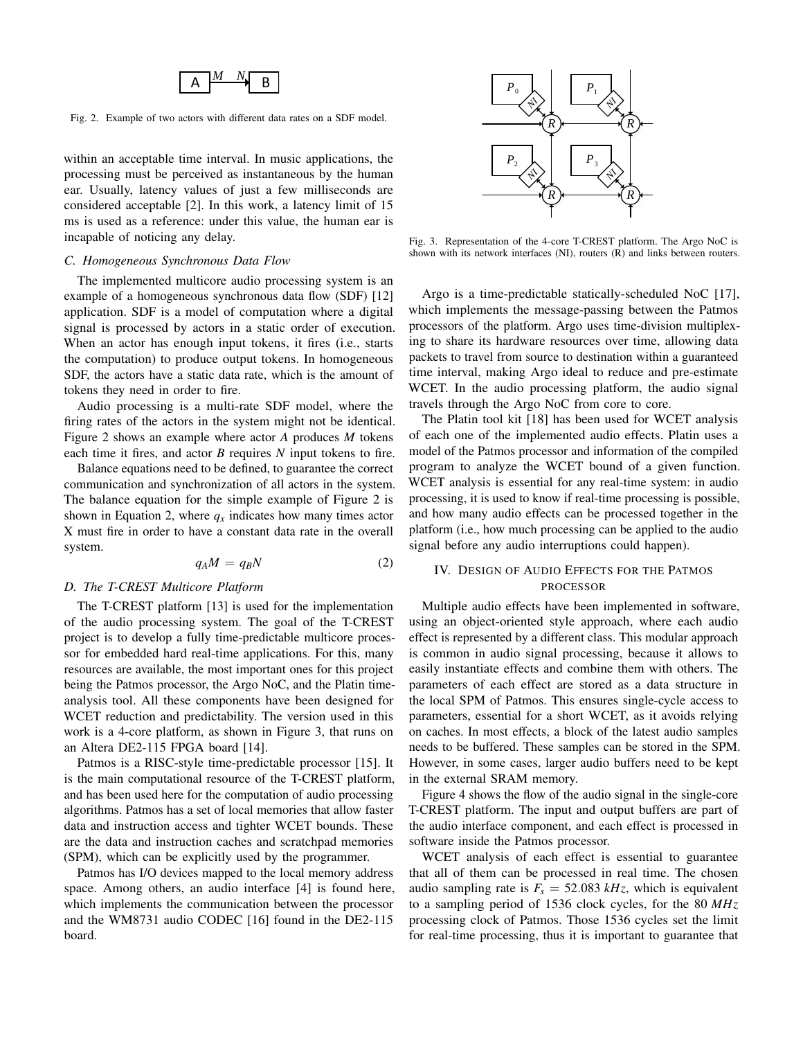Fig. 2. Example of two actors with different data rates on a SDF model.

within an acceptable time interval. In music applications, the processing must be perceived as instantaneous by the human ear. Usually, latency values of just a few milliseconds are considered acceptable [2]. In this work, a latency limit of 15 ms is used as a reference: under this value, the human ear is incapable of noticing any delay.

### C. Homogeneous Synchronous Data Flow

The implemented multicore audio processing system is an example of a homogeneous synchronous data flow (SDF) [12] application. SDF is a model of computation where a digital signal is processed by actors in a static order of execution. When an actor has enough input tokens, it fires (i.e., starts the computation) to produce output tokens. In homogeneous SDF, the actors have a static data rate, which is the amount of tokens they need in order to fire.

Audio processing is a multi-rate SDF model, where the firing rates of the actors in the system might not be identical. Figure 2 shows an example where actor *A* produces *M* tokens each time it fires, and actor *B* requires *N* input tokens to fire.

Balance equations need to be defined, to guarantee the correct communication and synchronization of all actors in the system. The balance equation for the simple example of Figure 2 is shown in Equation 2, where $q_x$ indicates how many times actor X must fire in order to have a constant data rate in the overall system.

$$q_A M = q_B N \tag{2}$$

### D. The T-CREST Multicore Platform

The T-CREST platform [13] is used for the implementation of the audio processing system. The goal of the T-CREST project is to develop a fully time-predictable multicore processor for embedded hard real-time applications. For this, many resources are available, the most important ones for this project being the Patmos processor, the Argo NoC, and the Platin time-analysis tool. All these components have been designed for WCET reduction and predictability. The version used in this work is a 4-core platform, as shown in Figure 3, that runs on an Altera DE2-115 FPGA board [14].

Patmos is a RISC-style time-predictable processor [15]. It is the main computational resource of the T-CREST platform, and has been used here for the computation of audio processing algorithms. Patmos has a set of local memories that allow faster data and instruction access and tighter WCET bounds. These are the data and instruction caches and scratchpad memories (SPM), which can be explicitly used by the programmer.

Patmos has I/O devices mapped to the local memory address space. Among others, an audio interface [4] is found here, which implements the communication between the processor and the WM8731 audio CODEC [16] found in the DE2-115 board.

Fig. 3. Representation of the 4-core T-CREST platform. The Argo NoC is shown with its network interfaces (NI), routers (R) and links between routers.

Argo is a time-predictable statically-scheduled NoC [17], which implements the message-passing between the Patmos processors of the platform. Argo uses time-division multiplexing to share its hardware resources over time, allowing data packets to travel from source to destination within a guaranteed time interval, making Argo ideal to reduce and pre-estimate WCET. In the audio processing platform, the audio signal travels through the Argo NoC from core to core.

The Platin tool kit [18] has been used for WCET analysis of each one of the implemented audio effects. Platin uses a model of the Patmos processor and information of the compiled program to analyze the WCET bound of a given function. WCET analysis is essential for any real-time system: in audio processing, it is used to know if real-time processing is possible, and how many audio effects can be processed together in the platform (i.e., how much processing can be applied to the audio signal before any audio interruptions could happen).

## IV. Design of Audio Effects for the Patmos Processor

Multiple audio effects have been implemented in software, using an object-oriented style approach, where each audio effect is represented by a different class. This modular approach is common in audio signal processing, because it allows to easily instantiate effects and combine them with others. The parameters of each effect are stored as a data structure in the local SPM of Patmos. This ensures single-cycle access to parameters, essential for a short WCET, as it avoids relying on caches. In most effects, a block of the latest audio samples needs to be buffered. These samples can be stored in the SPM. However, in some cases, larger audio buffers need to be kept in the external SRAM memory.

Figure 4 shows the flow of the audio signal in the single-core T-CREST platform. The input and output buffers are part of the audio interface component, and each effect is processed in software inside the Patmos processor.

WCET analysis of each effect is essential to guarantee that all of them can be processed in real time. The chosen audio sampling rate is $F_s = 52.083\ kHz$, which is equivalent to a sampling period of 1536 clock cycles, for the 80 $MHz$ processing clock of Patmos. Those 1536 cycles set the limit for real-time processing, thus it is important to guarantee that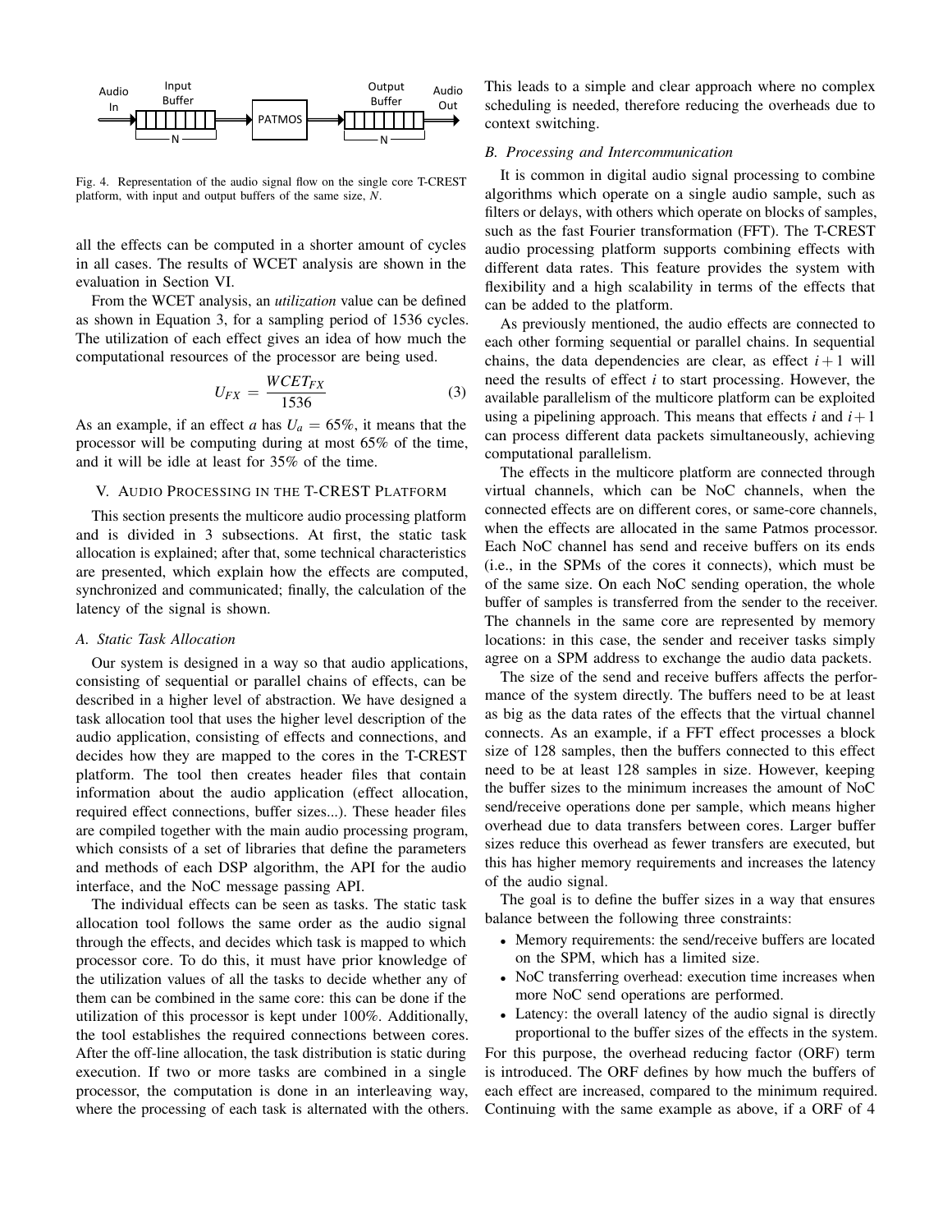Fig. 4. Representation of the audio signal flow on the single core T-CREST platform, with input and output buffers of the same size, $N$.

all the effects can be computed in a shorter amount of cycles in all cases. The results of WCET analysis are shown in the evaluation in Section VI.

From the WCET analysis, an *utilization* value can be defined as shown in Equation 3, for a sampling period of 1536 cycles. The utilization of each effect gives an idea of how much the computational resources of the processor are being used.

$$U_{FX} = \frac{WCET_{FX}}{1536} \tag{3}$$

As an example, if an effect $a$ has $U_a = 65\%$, it means that the processor will be computing during at most 65% of the time, and it will be idle at least for 35% of the time.

## V. Audio Processing in the T-CREST Platform

This section presents the multicore audio processing platform and is divided in 3 subsections. At first, the static task allocation is explained; after that, some technical characteristics are presented, which explain how the effects are computed, synchronized and communicated; finally, the calculation of the latency of the signal is shown.

### A. Static Task Allocation

Our system is designed in a way so that audio applications, consisting of sequential or parallel chains of effects, can be described in a higher level of abstraction. We have designed a task allocation tool that uses the higher level description of the audio application, consisting of effects and connections, and decides how they are mapped to the cores in the T-CREST platform. The tool then creates header files that contain information about the audio application (effect allocation, required effect connections, buffer sizes...). These header files are compiled together with the main audio processing program, which consists of a set of libraries that define the parameters and methods of each DSP algorithm, the API for the audio interface, and the NoC message passing API.

The individual effects can be seen as tasks. The static task allocation tool follows the same order as the audio signal through the effects, and decides which task is mapped to which processor core. To do this, it must have prior knowledge of the utilization values of all the tasks to decide whether any of them can be combined in the same core: this can be done if the utilization of this processor is kept under 100%. Additionally, the tool establishes the required connections between cores. After the off-line allocation, the task distribution is static during execution. If two or more tasks are combined in a single processor, the computation is done in an interleaving way, where the processing of each task is alternated with the others. This leads to a simple and clear approach where no complex scheduling is needed, therefore reducing the overheads due to context switching.

### B. Processing and Intercommunication

It is common in digital audio signal processing to combine algorithms which operate on a single audio sample, such as filters or delays, with others which operate on blocks of samples, such as the fast Fourier transformation (FFT). The T-CREST audio processing platform supports combining effects with different data rates. This feature provides the system with flexibility and a high scalability in terms of the effects that can be added to the platform.

As previously mentioned, the audio effects are connected to each other forming sequential or parallel chains. In sequential chains, the data dependencies are clear, as effect $i+1$ will need the results of effect $i$ to start processing. However, the available parallelism of the multicore platform can be exploited using a pipelining approach. This means that effects $i$ and $i+1$ can process different data packets simultaneously, achieving computational parallelism.

The effects in the multicore platform are connected through virtual channels, which can be NoC channels, when the connected effects are on different cores, or same-core channels, when the effects are allocated in the same Patmos processor. Each NoC channel has send and receive buffers on its ends (i.e., in the SPMs of the cores it connects), which must be of the same size. On each NoC sending operation, the whole buffer of samples is transferred from the sender to the receiver. The channels in the same core are represented by memory locations: in this case, the sender and receiver tasks simply agree on a SPM address to exchange the audio data packets.

The size of the send and receive buffers affects the performance of the system directly. The buffers need to be at least as big as the data rates of the effects that the virtual channel connects. As an example, if a FFT effect processes a block size of 128 samples, then the buffers connected to this effect need to be at least 128 samples in size. However, keeping the buffer sizes to the minimum increases the amount of NoC send/receive operations done per sample, which means higher overhead due to data transfers between cores. Larger buffer sizes reduce this overhead as fewer transfers are executed, but this has higher memory requirements and increases the latency of the audio signal.

The goal is to define the buffer sizes in a way that ensures balance between the following three constraints:

- Memory requirements: the send/receive buffers are located on the SPM, which has a limited size.
- NoC transferring overhead: execution time increases when more NoC send operations are performed.
- Latency: the overall latency of the audio signal is directly proportional to the buffer sizes of the effects in the system.

For this purpose, the overhead reducing factor (ORF) term is introduced. The ORF defines by how much the buffers of each effect are increased, compared to the minimum required. Continuing with the same example as above, if a ORF of 4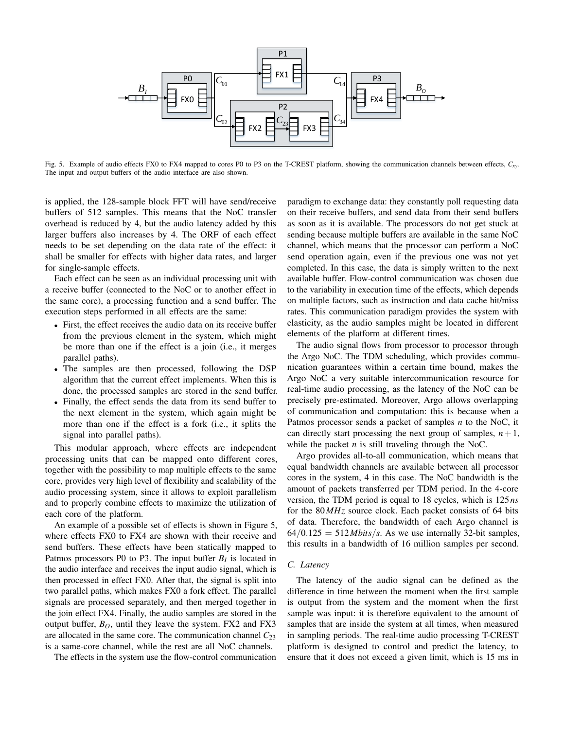Fig. 5. Example of audio effects FX0 to FX4 mapped to cores P0 to P3 on the T-CREST platform, showing the communication channels between effects, $C_{xy}$. The input and output buffers of the audio interface are also shown.

is applied, the 128-sample block FFT will have send/receive buffers of 512 samples. This means that the NoC transfer overhead is reduced by 4, but the audio latency added by this larger buffers also increases by 4. The ORF of each effect needs to be set depending on the data rate of the effect: it shall be smaller for effects with higher data rates, and larger for single-sample effects.

Each effect can be seen as an individual processing unit with a receive buffer (connected to the NoC or to another effect in the same core), a processing function and a send buffer. The execution steps performed in all effects are the same:

- First, the effect receives the audio data on its receive buffer from the previous element in the system, which might be more than one if the effect is a join (i.e., it merges parallel paths).
- The samples are then processed, following the DSP algorithm that the current effect implements. When this is done, the processed samples are stored in the send buffer.
- Finally, the effect sends the data from its send buffer to the next element in the system, which again might be more than one if the effect is a fork (i.e., it splits the signal into parallel paths).

This modular approach, where effects are independent processing units that can be mapped onto different cores, together with the possibility to map multiple effects to the same core, provides very high level of flexibility and scalability of the audio processing system, since it allows to exploit parallelism and to properly combine effects to maximize the utilization of each core of the platform.

An example of a possible set of effects is shown in Figure 5, where effects FX0 to FX4 are shown with their receive and send buffers. These effects have been statically mapped to Patmos processors P0 to P3. The input buffer $B_I$ is located in the audio interface and receives the input audio signal, which is then processed in effect FX0. After that, the signal is split into two parallel paths, which makes FX0 a fork effect. The parallel signals are processed separately, and then merged together in the join effect FX4. Finally, the audio samples are stored in the output buffer, $B_O$, until they leave the system. FX2 and FX3 are allocated in the same core. The communication channel $C_{23}$ is a same-core channel, while the rest are all NoC channels.

The effects in the system use the flow-control communication paradigm to exchange data: they constantly poll requesting data on their receive buffers, and send data from their send buffers as soon as it is available. The processors do not get stuck at sending because multiple buffers are available in the same NoC channel, which means that the processor can perform a NoC send operation again, even if the previous one was not yet completed. In this case, the data is simply written to the next available buffer. Flow-control communication was chosen due to the variability in execution time of the effects, which depends on multiple factors, such as instruction and data cache hit/miss rates. This communication paradigm provides the system with elasticity, as the audio samples might be located in different elements of the platform at different times.

The audio signal flows from processor to processor through the Argo NoC. The TDM scheduling, which provides communication guarantees within a certain time bound, makes the Argo NoC a very suitable intercommunication resource for real-time audio processing, as the latency of the NoC can be precisely pre-estimated. Moreover, Argo allows overlapping of communication and computation: this is because when a Patmos processor sends a packet of samples $n$ to the NoC, it can directly start processing the next group of samples, $n+1$, while the packet $n$ is still traveling through the NoC.

Argo provides all-to-all communication, which means that equal bandwidth channels are available between all processor cores in the system, 4 in this case. The NoC bandwidth is the amount of packets transferred per TDM period. In the 4-core version, the TDM period is equal to 18 cycles, which is $125\,ns$ for the $80\,MHz$ source clock. Each packet consists of 64 bits of data. Therefore, the bandwidth of each Argo channel is $64/0.125 = 512\,Mbits/s$. As we use internally 32-bit samples, this results in a bandwidth of 16 million samples per second.

### C. Latency

The latency of the audio signal can be defined as the difference in time between the moment when the first sample is output from the system and the moment when the first sample was input: it is therefore equivalent to the amount of samples that are inside the system at all times, when measured in sampling periods. The real-time audio processing T-CREST platform is designed to control and predict the latency, to ensure that it does not exceed a given limit, which is 15 ms in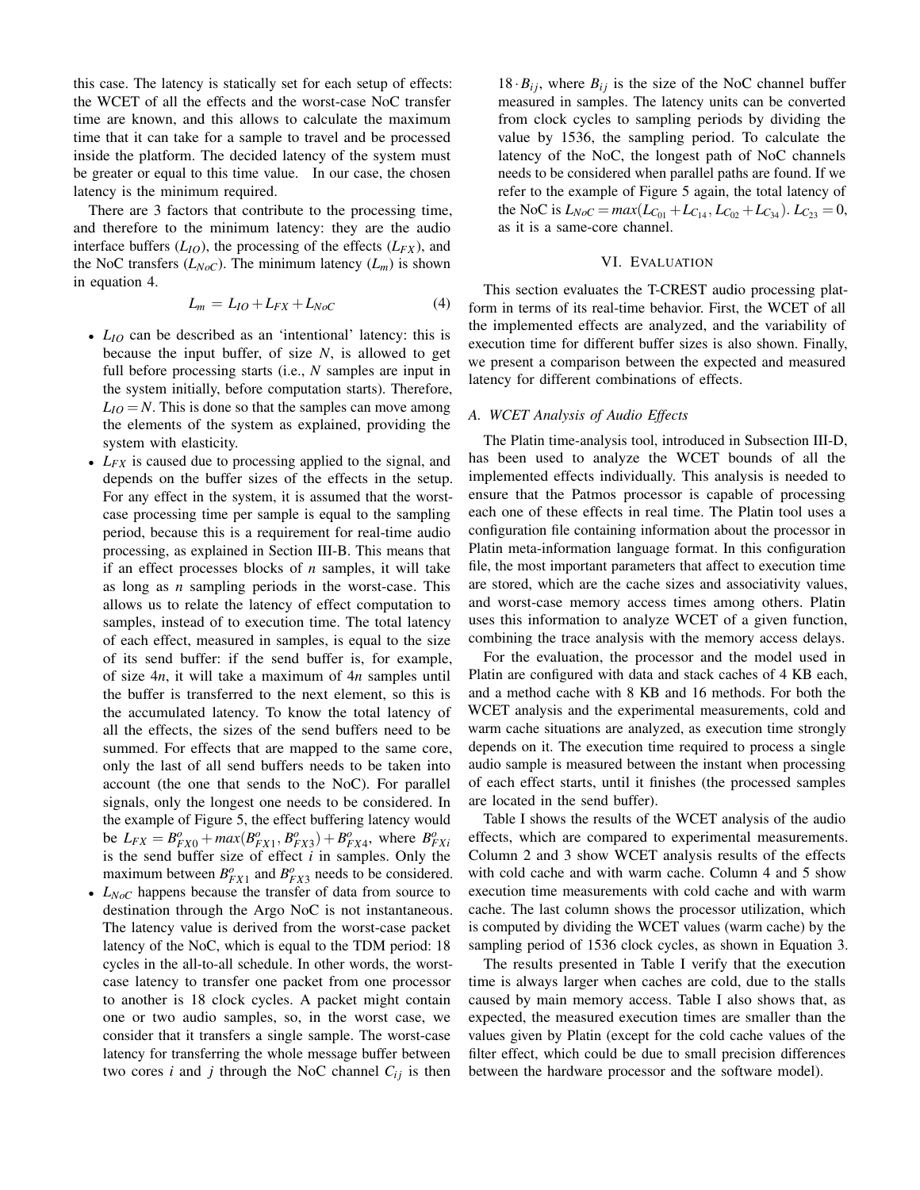this case. The latency is statically set for each setup of effects: the WCET of all the effects and the worst-case NoC transfer time are known, and this allows to calculate the maximum time that it can take for a sample to travel and be processed inside the platform. The decided latency of the system must be greater or equal to this time value. In our case, the chosen latency is the minimum required.

There are 3 factors that contribute to the processing time, and therefore to the minimum latency: they are the audio interface buffers ($L_{IO}$), the processing of the effects ($L_{FX}$), and the NoC transfers ($L_{NoC}$). The minimum latency ($L_m$) is shown in equation 4.

$$L_m = L_{IO} + L_{FX} + L_{NoC} \tag{4}$$

- $L_{IO}$ can be described as an 'intentional' latency: this is because the input buffer, of size $N$, is allowed to get full before processing starts (i.e., $N$ samples are input in the system initially, before computation starts). Therefore, $L_{IO} = N$. This is done so that the samples can move among the elements of the system as explained, providing the system with elasticity.
- $L_{FX}$ is caused due to processing applied to the signal, and depends on the buffer sizes of the effects in the setup. For any effect in the system, it is assumed that the worst-case processing time per sample is equal to the sampling period, because this is a requirement for real-time audio processing, as explained in Section III-B. This means that if an effect processes blocks of $n$ samples, it will take as long as $n$ sampling periods in the worst-case. This allows us to relate the latency of effect computation to samples, instead of to execution time. The total latency of each effect, measured in samples, is equal to the size of its send buffer: if the send buffer is, for example, of size $4n$, it will take a maximum of $4n$ samples until the buffer is transferred to the next element, so this is the accumulated latency. To know the total latency of all the effects, the sizes of the send buffers need to be summed. For effects that are mapped to the same core, only the last of all send buffers needs to be taken into account (the one that sends to the NoC). For parallel signals, only the longest one needs to be considered. In the example of Figure 5, the effect buffering latency would be $L_{FX} = B^o_{FX0} + max(B^o_{FX1}, B^o_{FX3}) + B^o_{FX4}$, where $B^o_{FXi}$ is the send buffer size of effect $i$ in samples. Only the maximum between $B^o_{FX1}$ and $B^o_{FX3}$ needs to be considered.
- $L_{NoC}$ happens because the transfer of data from source to destination through the Argo NoC is not instantaneous. The latency value is derived from the worst-case packet latency of the NoC, which is equal to the TDM period: 18 cycles in the all-to-all schedule. In other words, the worst-case latency to transfer one packet from one processor to another is 18 clock cycles. A packet might contain one or two audio samples, so, in the worst case, we consider that it transfers a single sample. The worst-case latency for transferring the whole message buffer between two cores $i$ and $j$ through the NoC channel $C_{ij}$ is then $18 \cdot B_{ij}$, where $B_{ij}$ is the size of the NoC channel buffer measured in samples. The latency units can be converted from clock cycles to sampling periods by dividing the value by 1536, the sampling period. To calculate the latency of the NoC, the longest path of NoC channels needs to be considered when parallel paths are found. If we refer to the example of Figure 5 again, the total latency of the NoC is $L_{NoC} = max(L_{C_{01}} + L_{C_{14}}, L_{C_{02}} + L_{C_{34}})$. $L_{C_{23}} = 0$, as it is a same-core channel.

## VI. Evaluation

This section evaluates the T-CREST audio processing platform in terms of its real-time behavior. First, the WCET of all the implemented effects are analyzed, and the variability of execution time for different buffer sizes is also shown. Finally, we present a comparison between the expected and measured latency for different combinations of effects.

### A. WCET Analysis of Audio Effects

The Platin time-analysis tool, introduced in Subsection III-D, has been used to analyze the WCET bounds of all the implemented effects individually. This analysis is needed to ensure that the Patmos processor is capable of processing each one of these effects in real time. The Platin tool uses a configuration file containing information about the processor in Platin meta-information language format. In this configuration file, the most important parameters that affect to execution time are stored, which are the cache sizes and associativity values, and worst-case memory access times among others. Platin uses this information to analyze WCET of a given function, combining the trace analysis with the memory access delays.

For the evaluation, the processor and the model used in Platin are configured with data and stack caches of 4 KB each, and a method cache with 8 KB and 16 methods. For both the WCET analysis and the experimental measurements, cold and warm cache situations are analyzed, as execution time strongly depends on it. The execution time required to process a single audio sample is measured between the instant when processing of each effect starts, until it finishes (the processed samples are located in the send buffer).

Table I shows the results of the WCET analysis of the audio effects, which are compared to experimental measurements. Column 2 and 3 show WCET analysis results of the effects with cold cache and with warm cache. Column 4 and 5 show execution time measurements with cold cache and with warm cache. The last column shows the processor utilization, which is computed by dividing the WCET values (warm cache) by the sampling period of 1536 clock cycles, as shown in Equation 3.

The results presented in Table I verify that the execution time is always larger when caches are cold, due to the stalls caused by main memory access. Table I also shows that, as expected, the measured execution times are smaller than the values given by Platin (except for the cold cache values of the filter effect, which could be due to small precision differences between the hardware processor and the software model).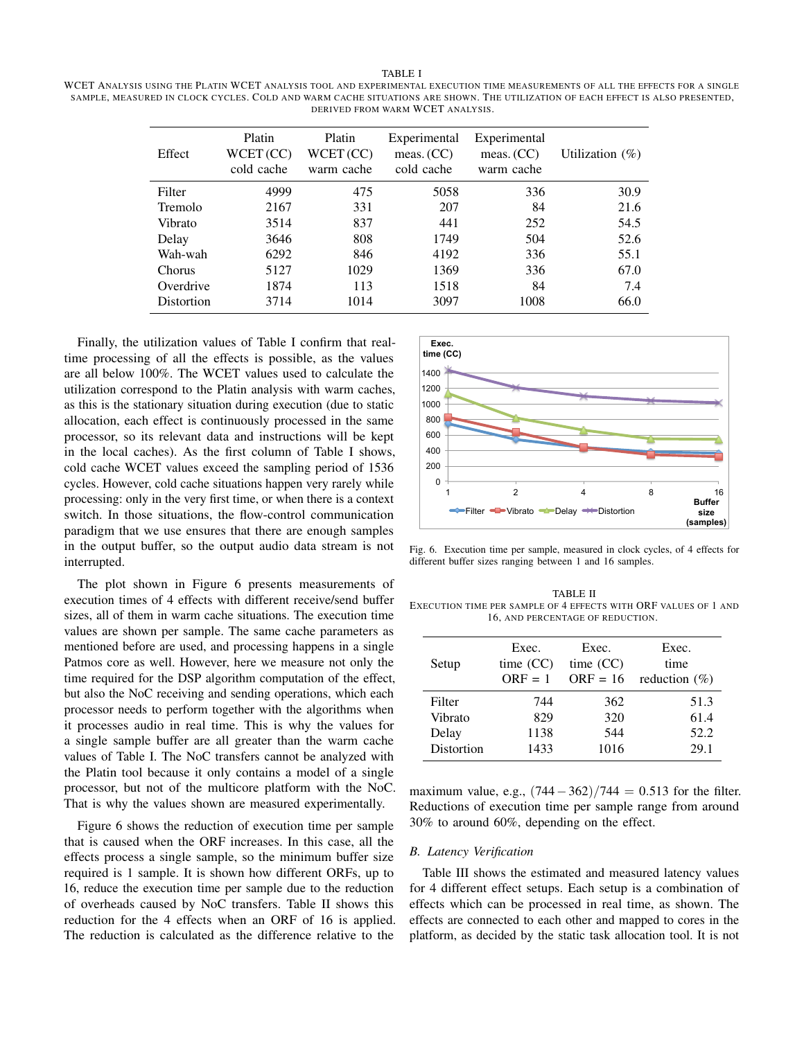TABLE I
WCET ANALYSIS USING THE PLATIN WCET ANALYSIS TOOL AND EXPERIMENTAL EXECUTION TIME MEASUREMENTS OF ALL THE EFFECTS FOR A SINGLE SAMPLE, MEASURED IN CLOCK CYCLES. COLD AND WARM CACHE SITUATIONS ARE SHOWN. THE UTILIZATION OF EACH EFFECT IS ALSO PRESENTED, DERIVED FROM WARM WCET ANALYSIS.

| Effect | Platin WCET (CC) cold cache | Platin WCET (CC) warm cache | Experimental meas. (CC) cold cache | Experimental meas. (CC) warm cache | Utilization (%) |
|---|---|---|---|---|---|
| Filter | 4999 | 475 | 5058 | 336 | 30.9 |
| Tremolo | 2167 | 331 | 207 | 84 | 21.6 |
| Vibrato | 3514 | 837 | 441 | 252 | 54.5 |
| Delay | 3646 | 808 | 1749 | 504 | 52.6 |
| Wah-wah | 6292 | 846 | 4192 | 336 | 55.1 |
| Chorus | 5127 | 1029 | 1369 | 336 | 67.0 |
| Overdrive | 1874 | 113 | 1518 | 84 | 7.4 |
| Distortion | 3714 | 1014 | 3097 | 1008 | 66.0 |

Finally, the utilization values of Table I confirm that real-time processing of all the effects is possible, as the values are all below 100%. The WCET values used to calculate the utilization correspond to the Platin analysis with warm caches, as this is the stationary situation during execution (due to static allocation, each effect is continuously processed in the same processor, so its relevant data and instructions will be kept in the local caches). As the first column of Table I shows, cold cache WCET values exceed the sampling period of 1536 cycles. However, cold cache situations happen very rarely while processing: only in the very first time, or when there is a context switch. In those situations, the flow-control communication paradigm that we use ensures that there are enough samples in the output buffer, so the output audio data stream is not interrupted.

The plot shown in Figure 6 presents measurements of execution times of 4 effects with different receive/send buffer sizes, all of them in warm cache situations. The execution time values are shown per sample. The same cache parameters as mentioned before are used, and processing happens in a single Patmos core as well. However, here we measure not only the time required for the DSP algorithm computation of the effect, but also the NoC receiving and sending operations, which each processor needs to perform together with the algorithms when it processes audio in real time. This is why the values for a single sample buffer are all greater than the warm cache values of Table I. The NoC transfers cannot be analyzed with the Platin tool because it only contains a model of a single processor, but not of the multicore platform with the NoC. That is why the values shown are measured experimentally.

Figure 6 shows the reduction of execution time per sample that is caused when the ORF increases. In this case, all the effects process a single sample, so the minimum buffer size required is 1 sample. It is shown how different ORFs, up to 16, reduce the execution time per sample due to the reduction of overheads caused by NoC transfers. Table II shows this reduction for the 4 effects when an ORF of 16 is applied. The reduction is calculated as the difference relative to the maximum value, e.g., $(744 - 362)/744 = 0.513$ for the filter. Reductions of execution time per sample range from around 30% to around 60%, depending on the effect.

Fig. 6. Execution time per sample, measured in clock cycles, of 4 effects for different buffer sizes ranging between 1 and 16 samples.

TABLE II
EXECUTION TIME PER SAMPLE OF 4 EFFECTS WITH ORF VALUES OF 1 AND 16, AND PERCENTAGE OF REDUCTION.

| Setup | Exec. time (CC) ORF = 1 | Exec. time (CC) ORF = 16 | Exec. time reduction (%) |
|---|---|---|---|
| Filter | 744 | 362 | 51.3 |
| Vibrato | 829 | 320 | 61.4 |
| Delay | 1138 | 544 | 52.2 |
| Distortion | 1433 | 1016 | 29.1 |

### B. Latency Verification

Table III shows the estimated and measured latency values for 4 different effect setups. Each setup is a combination of effects which can be processed in real time, as shown. The effects are connected to each other and mapped to cores in the platform, as decided by the static task allocation tool. It is not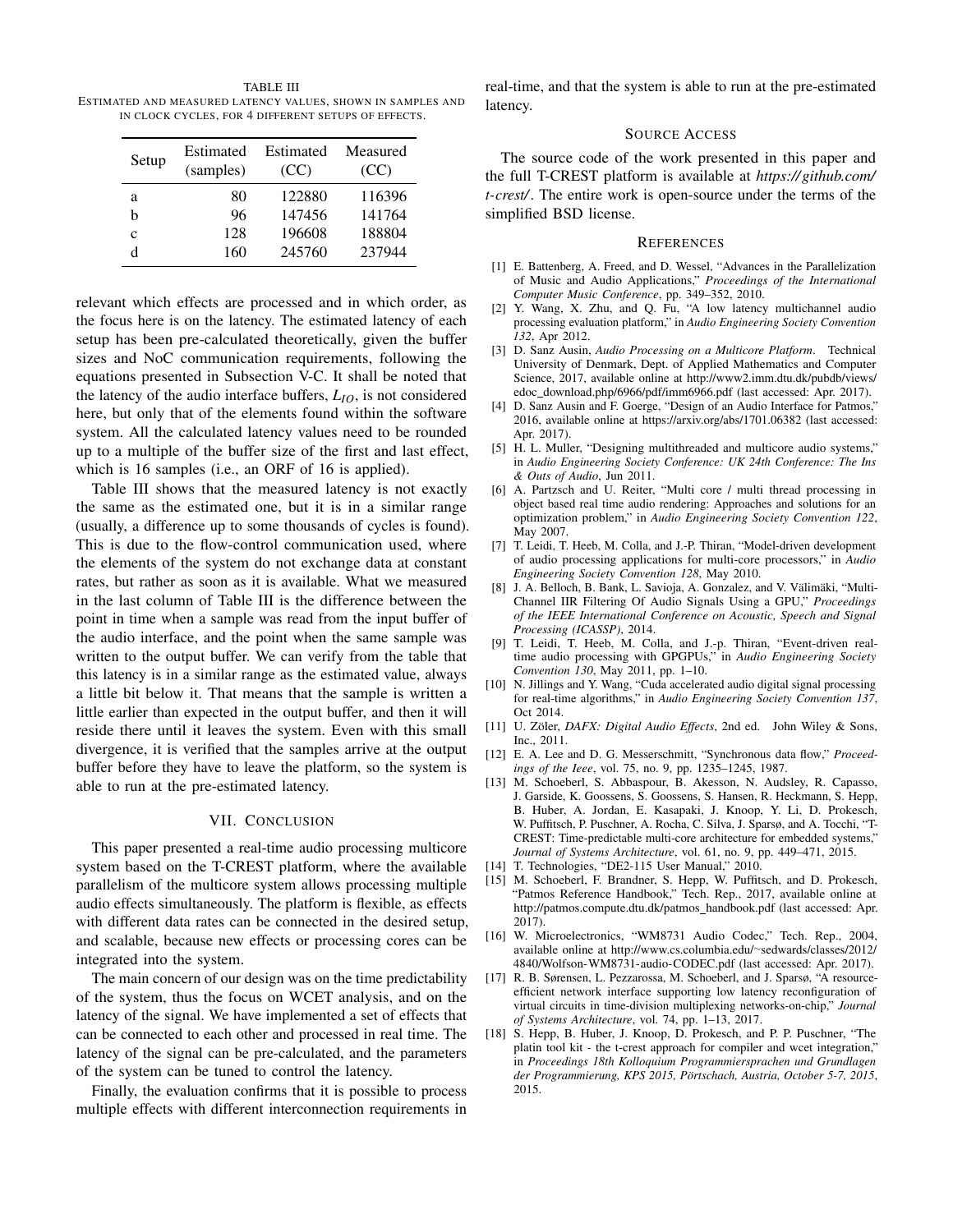TABLE III

ESTIMATED AND MEASURED LATENCY VALUES, SHOWN IN SAMPLES AND IN CLOCK CYCLES, FOR 4 DIFFERENT SETUPS OF EFFECTS.

| Setup | Estimated (samples) | Estimated (CC) | Measured (CC) |
|---|---|---|---|
| a | 80 | 122880 | 116396 |
| b | 96 | 147456 | 141764 |
| c | 128 | 196608 | 188804 |
| d | 160 | 245760 | 237944 |

relevant which effects are processed and in which order, as the focus here is on the latency. The estimated latency of each setup has been pre-calculated theoretically, given the buffer sizes and NoC communication requirements, following the equations presented in Subsection V-C. It shall be noted that the latency of the audio interface buffers, $L_{IO}$, is not considered here, but only that of the elements found within the software system. All the calculated latency values need to be rounded up to a multiple of the buffer size of the first and last effect, which is 16 samples (i.e., an ORF of 16 is applied).

Table III shows that the measured latency is not exactly the same as the estimated one, but it is in a similar range (usually, a difference up to some thousands of cycles is found). This is due to the flow-control communication used, where the elements of the system do not exchange data at constant rates, but rather as soon as it is available. What we measured in the last column of Table III is the difference between the point in time when a sample was read from the input buffer of the audio interface, and the point when the same sample was written to the output buffer. We can verify from the table that this latency is in a similar range as the estimated value, always a little bit below it. That means that the sample is written a little earlier than expected in the output buffer, and then it will reside there until it leaves the system. Even with this small divergence, it is verified that the samples arrive at the output buffer before they have to leave the platform, so the system is able to run at the pre-estimated latency.

## VII. CONCLUSION

This paper presented a real-time audio processing multicore system based on the T-CREST platform, where the available parallelism of the multicore system allows processing multiple audio effects simultaneously. The platform is flexible, as effects with different data rates can be connected in the desired setup, and scalable, because new effects or processing cores can be integrated into the system.

The main concern of our design was on the time predictability of the system, thus the focus on WCET analysis, and on the latency of the signal. We have implemented a set of effects that can be connected to each other and processed in real time. The latency of the signal can be pre-calculated, and the parameters of the system can be tuned to control the latency.

Finally, the evaluation confirms that it is possible to process multiple effects with different interconnection requirements in real-time, and that the system is able to run at the pre-estimated latency.

## SOURCE ACCESS

The source code of the work presented in this paper and the full T-CREST platform is available at *https://github.com/t-crest/*. The entire work is open-source under the terms of the simplified BSD license.

## REFERENCES

[1] E. Battenberg, A. Freed, and D. Wessel, "Advances in the Parallelization of Music and Audio Applications," *Proceedings of the International Computer Music Conference*, pp. 349–352, 2010.

[2] Y. Wang, X. Zhu, and Q. Fu, "A low latency multichannel audio processing evaluation platform," in *Audio Engineering Society Convention 132*, Apr 2012.

[3] D. Sanz Ausin, *Audio Processing on a Multicore Platform*. Technical University of Denmark, Dept. of Applied Mathematics and Computer Science, 2017, available online at http://www2.imm.dtu.dk/pubdb/views/edoc_download.php/6966/pdf/imm6966.pdf (last accessed: Apr. 2017).

[4] D. Sanz Ausin and F. Goerge, "Design of an Audio Interface for Patmos," 2016, available online at https://arxiv.org/abs/1701.06382 (last accessed: Apr. 2017).

[5] H. L. Muller, "Designing multithreaded and multicore audio systems," in *Audio Engineering Society Conference: UK 24th Conference: The Ins & Outs of Audio*, Jun 2011.

[6] A. Partzsch and U. Reiter, "Multi core / multi thread processing in object based real time audio rendering: Approaches and solutions for an optimization problem," in *Audio Engineering Society Convention 122*, May 2007.

[7] T. Leidi, T. Heeb, M. Colla, and J.-P. Thiran, "Model-driven development of audio processing applications for multi-core processors," in *Audio Engineering Society Convention 128*, May 2010.

[8] J. A. Belloch, B. Bank, L. Savioja, A. Gonzalez, and V. Välimäki, "Multi-Channel IIR Filtering Of Audio Signals Using a GPU," *Proceedings of the IEEE International Conference on Acoustic, Speech and Signal Processing (ICASSP)*, 2014.

[9] T. Leidi, T. Heeb, M. Colla, and J.-p. Thiran, "Event-driven real-time audio processing with GPGPUs," in *Audio Engineering Society Convention 130*, May 2011, pp. 1–10.

[10] N. Jillings and Y. Wang, "Cuda accelerated audio digital signal processing for real-time algorithms," in *Audio Engineering Society Convention 137*, Oct 2014.

[11] U. Zöler, *DAFX: Digital Audio Effects*, 2nd ed. John Wiley & Sons, Inc., 2011.

[12] E. A. Lee and D. G. Messerschmitt, "Synchronous data flow," *Proceedings of the Ieee*, vol. 75, no. 9, pp. 1235–1245, 1987.

[13] M. Schoeberl, S. Abbaspour, B. Akesson, N. Audsley, R. Capasso, J. Garside, K. Goossens, S. Goossens, S. Hansen, R. Heckmann, S. Hepp, B. Huber, A. Jordan, E. Kasapaki, J. Knoop, Y. Li, D. Prokesch, W. Puffitsch, P. Puschner, A. Rocha, C. Silva, J. Sparsø, and A. Tocchi, "T-CREST: Time-predictable multi-core architecture for embedded systems," *Journal of Systems Architecture*, vol. 61, no. 9, pp. 449–471, 2015.

[14] T. Technologies, "DE2-115 User Manual," 2010.

[15] M. Schoeberl, F. Brandner, S. Hepp, W. Puffitsch, and D. Prokesch, "Patmos Reference Handbook," Tech. Rep., 2017, available online at http://patmos.compute.dtu.dk/patmos_handbook.pdf (last accessed: Apr. 2017).

[16] W. Microelectronics, "WM8731 Audio Codec," Tech. Rep., 2004, available online at http://www.cs.columbia.edu/~sedwards/classes/2012/4840/Wolfson-WM8731-audio-CODEC.pdf (last accessed: Apr. 2017).

[17] R. B. Sørensen, L. Pezzarossa, M. Schoeberl, and J. Sparsø, "A resource-efficient network interface supporting low latency reconfiguration of virtual circuits in time-division multiplexing networks-on-chip," *Journal of Systems Architecture*, vol. 74, pp. 1–13, 2017.

[18] S. Hepp, B. Huber, J. Knoop, D. Prokesch, and P. P. Puschner, "The platin tool kit - the t-crest approach for compiler and wcet integration," in *Proceedings 18th Kolloquium Programmiersprachen und Grundlagen der Programmierung, KPS 2015, Pörtschach, Austria, October 5-7, 2015*, 2015.